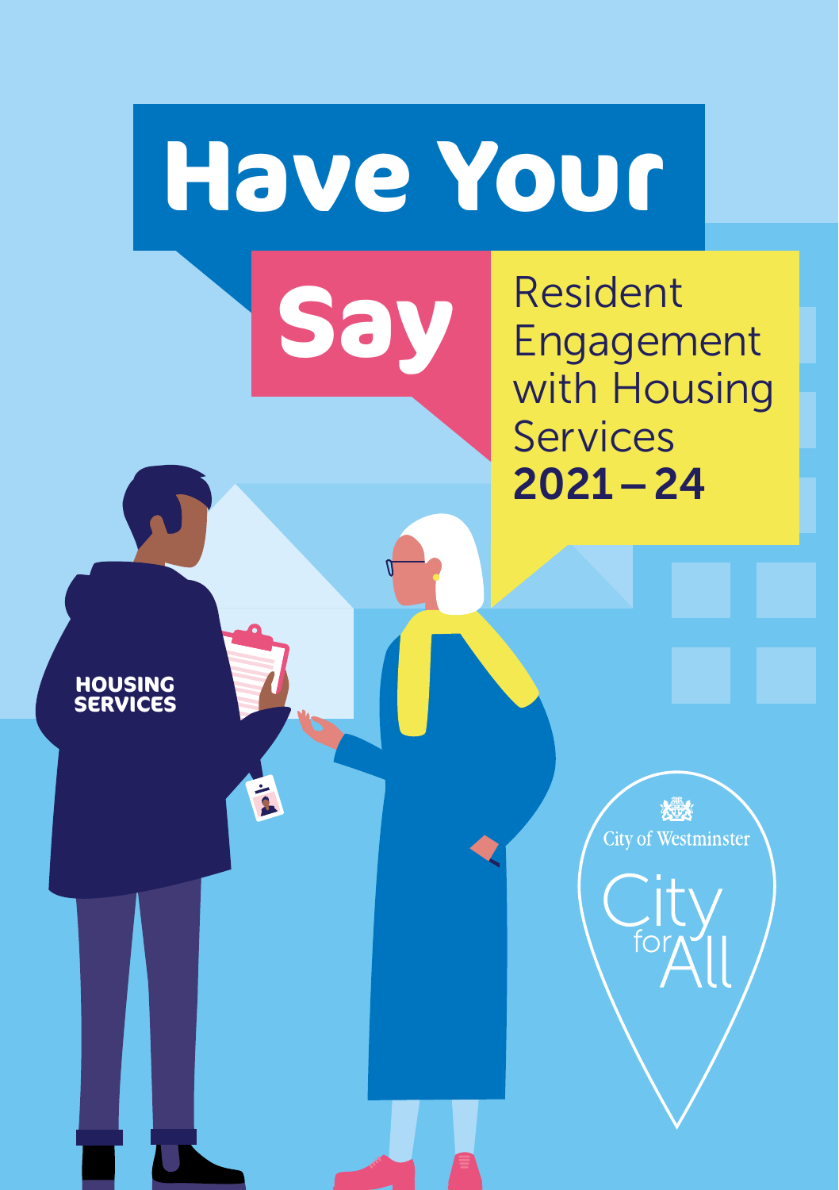# Have Your Say

## Resident Engagement with Housing Services 2021–24

HOUSING SERVICES

City of Westminster

City for All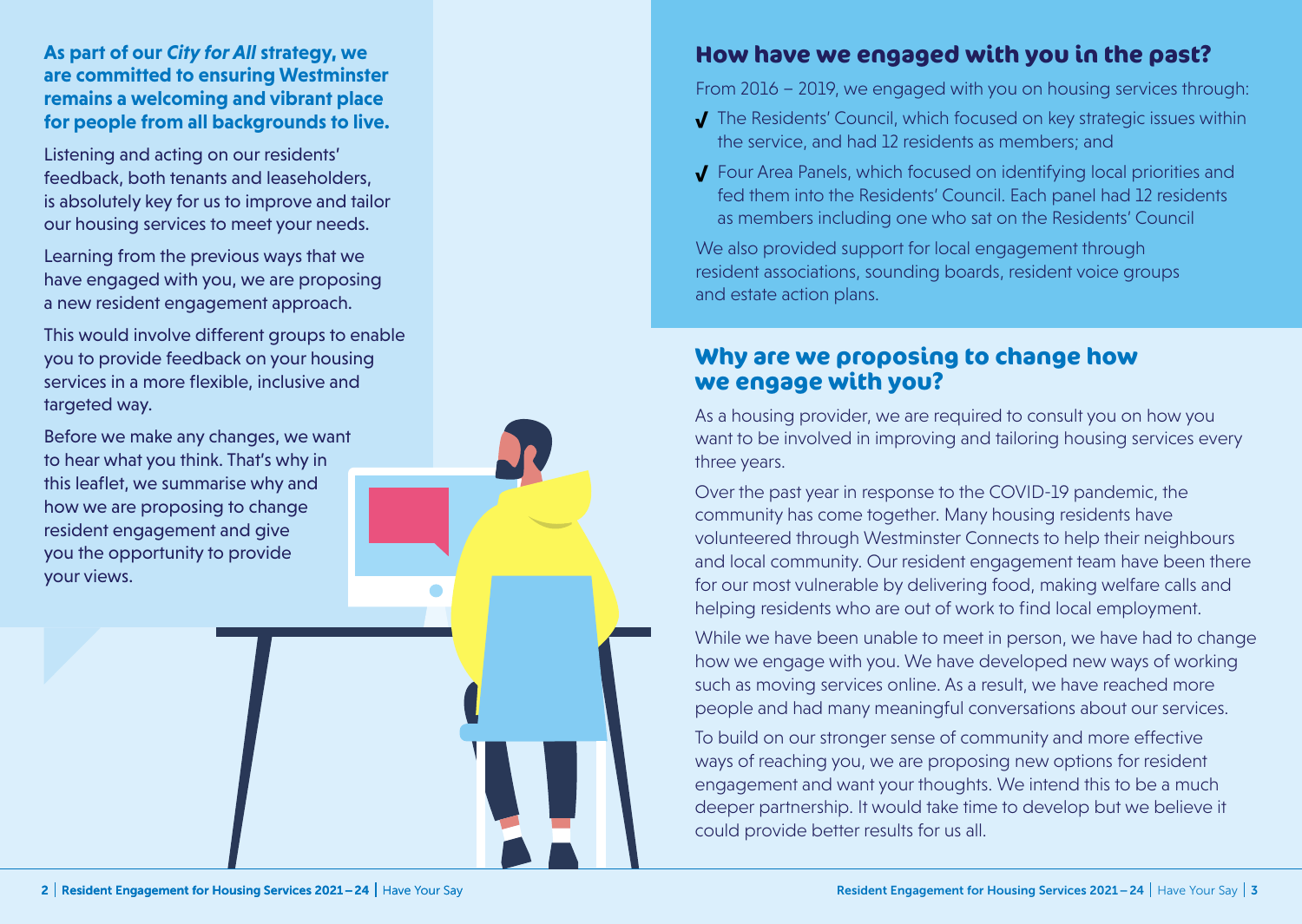**As part of our *City for All* strategy, we are committed to ensuring Westminster remains a welcoming and vibrant place for people from all backgrounds to live.**

Listening and acting on our residents' feedback, both tenants and leaseholders, is absolutely key for us to improve and tailor our housing services to meet your needs.

Learning from the previous ways that we have engaged with you, we are proposing a new resident engagement approach.

This would involve different groups to enable you to provide feedback on your housing services in a more flexible, inclusive and targeted way.

Before we make any changes, we want to hear what you think. That's why in this leaflet, we summarise why and how we are proposing to change resident engagement and give you the opportunity to provide your views.

## How have we engaged with you in the past?

From 2016 – 2019, we engaged with you on housing services through:

- The Residents' Council, which focused on key strategic issues within the service, and had 12 residents as members; and
- Four Area Panels, which focused on identifying local priorities and fed them into the Residents' Council. Each panel had 12 residents as members including one who sat on the Residents' Council

We also provided support for local engagement through resident associations, sounding boards, resident voice groups and estate action plans.

## Why are we proposing to change how we engage with you?

As a housing provider, we are required to consult you on how you want to be involved in improving and tailoring housing services every three years.

Over the past year in response to the COVID-19 pandemic, the community has come together. Many housing residents have volunteered through Westminster Connects to help their neighbours and local community. Our resident engagement team have been there for our most vulnerable by delivering food, making welfare calls and helping residents who are out of work to find local employment.

While we have been unable to meet in person, we have had to change how we engage with you. We have developed new ways of working such as moving services online. As a result, we have reached more people and had many meaningful conversations about our services.

To build on our stronger sense of community and more effective ways of reaching you, we are proposing new options for resident engagement and want your thoughts. We intend this to be a much deeper partnership. It would take time to develop but we believe it could provide better results for us all.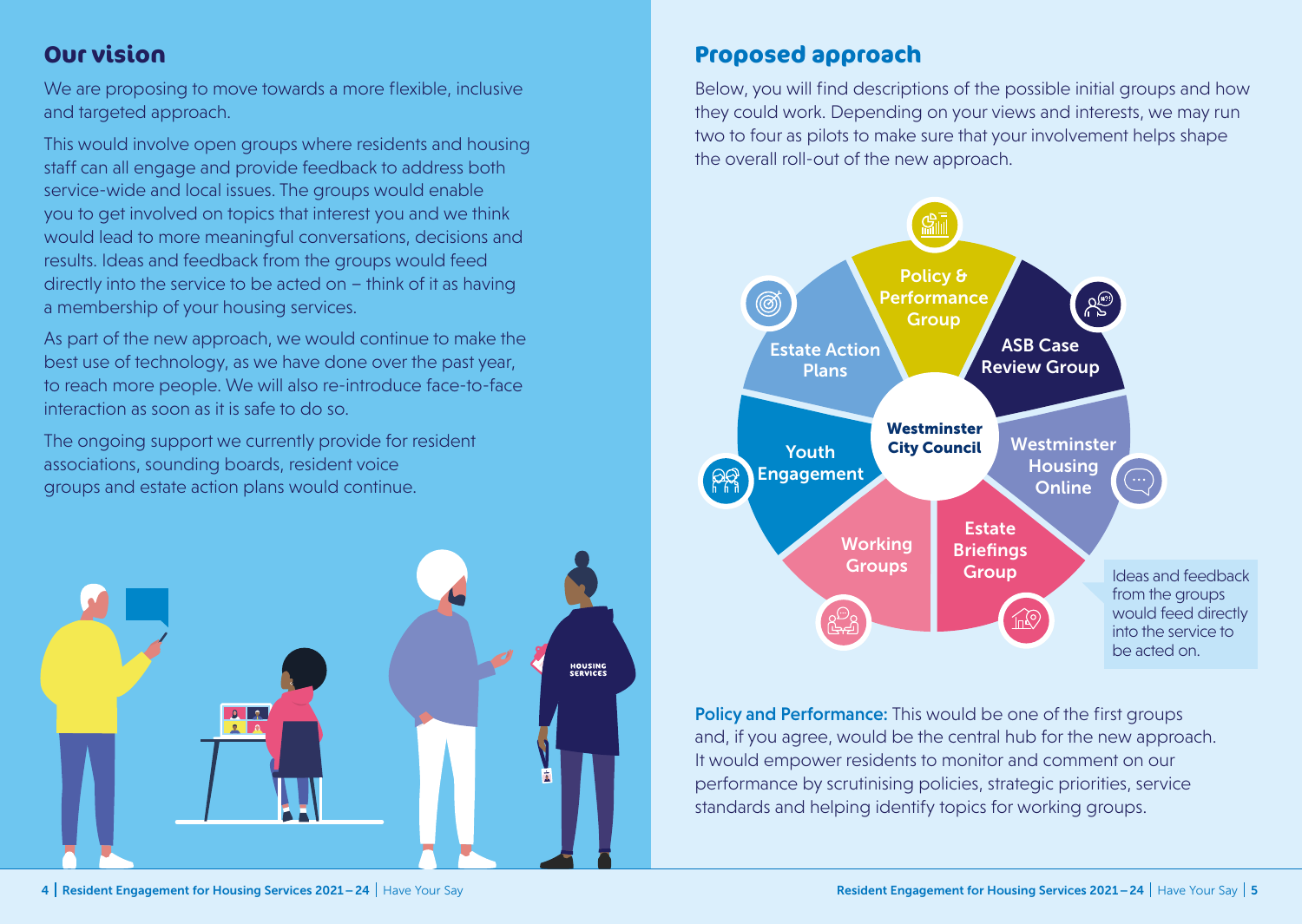## Our vision

We are proposing to move towards a more flexible, inclusive and targeted approach.

This would involve open groups where residents and housing staff can all engage and provide feedback to address both service-wide and local issues. The groups would enable you to get involved on topics that interest you and we think would lead to more meaningful conversations, decisions and results. Ideas and feedback from the groups would feed directly into the service to be acted on – think of it as having a membership of your housing services.

As part of the new approach, we would continue to make the best use of technology, as we have done over the past year, to reach more people. We will also re-introduce face-to-face interaction as soon as it is safe to do so.

The ongoing support we currently provide for resident associations, sounding boards, resident voice groups and estate action plans would continue.

## Proposed approach

Below, you will find descriptions of the possible initial groups and how they could work. Depending on your views and interests, we may run two to four as pilots to make sure that your involvement helps shape the overall roll-out of the new approach.

Westminster City Council

- Policy & Performance Group
- ASB Case Review Group
- Westminster Housing Online
- Estate Briefings Group
- Working Groups
- Youth Engagement
- Estate Action Plans

Ideas and feedback from the groups would feed directly into the service to be acted on.

**Policy and Performance:** This would be one of the first groups and, if you agree, would be the central hub for the new approach. It would empower residents to monitor and comment on our performance by scrutinising policies, strategic priorities, service standards and helping identify topics for working groups.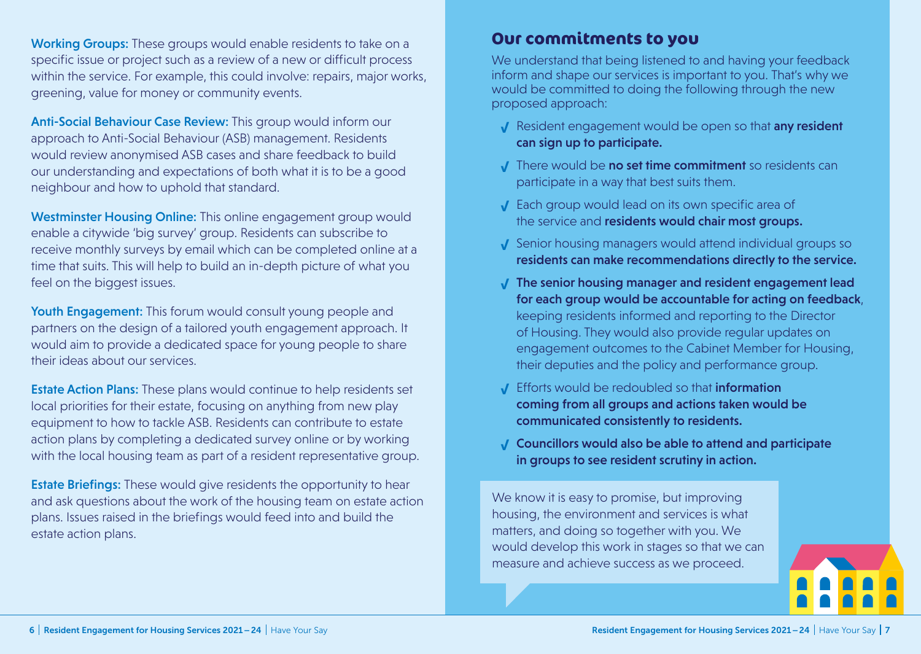**Working Groups:** These groups would enable residents to take on a specific issue or project such as a review of a new or difficult process within the service. For example, this could involve: repairs, major works, greening, value for money or community events.

**Anti-Social Behaviour Case Review:** This group would inform our approach to Anti-Social Behaviour (ASB) management. Residents would review anonymised ASB cases and share feedback to build our understanding and expectations of both what it is to be a good neighbour and how to uphold that standard.

**Westminster Housing Online:** This online engagement group would enable a citywide 'big survey' group. Residents can subscribe to receive monthly surveys by email which can be completed online at a time that suits. This will help to build an in-depth picture of what you feel on the biggest issues.

**Youth Engagement:** This forum would consult young people and partners on the design of a tailored youth engagement approach. It would aim to provide a dedicated space for young people to share their ideas about our services.

**Estate Action Plans:** These plans would continue to help residents set local priorities for their estate, focusing on anything from new play equipment to how to tackle ASB. Residents can contribute to estate action plans by completing a dedicated survey online or by working with the local housing team as part of a resident representative group.

**Estate Briefings:** These would give residents the opportunity to hear and ask questions about the work of the housing team on estate action plans. Issues raised in the briefings would feed into and build the estate action plans.

## Our commitments to you

We understand that being listened to and having your feedback inform and shape our services is important to you. That's why we would be committed to doing the following through the new proposed approach:

- ✓ Resident engagement would be open so that **any resident can sign up to participate.**
- ✓ There would be **no set time commitment** so residents can participate in a way that best suits them.
- ✓ Each group would lead on its own specific area of the service and **residents would chair most groups.**
- ✓ Senior housing managers would attend individual groups so **residents can make recommendations directly to the service.**
- ✓ **The senior housing manager and resident engagement lead for each group would be accountable for acting on feedback**, keeping residents informed and reporting to the Director of Housing. They would also provide regular updates on engagement outcomes to the Cabinet Member for Housing, their deputies and the policy and performance group.
- ✓ Efforts would be redoubled so that **information coming from all groups and actions taken would be communicated consistently to residents.**
- ✓ **Councillors would also be able to attend and participate in groups to see resident scrutiny in action.**

We know it is easy to promise, but improving housing, the environment and services is what matters, and doing so together with you. We would develop this work in stages so that we can measure and achieve success as we proceed.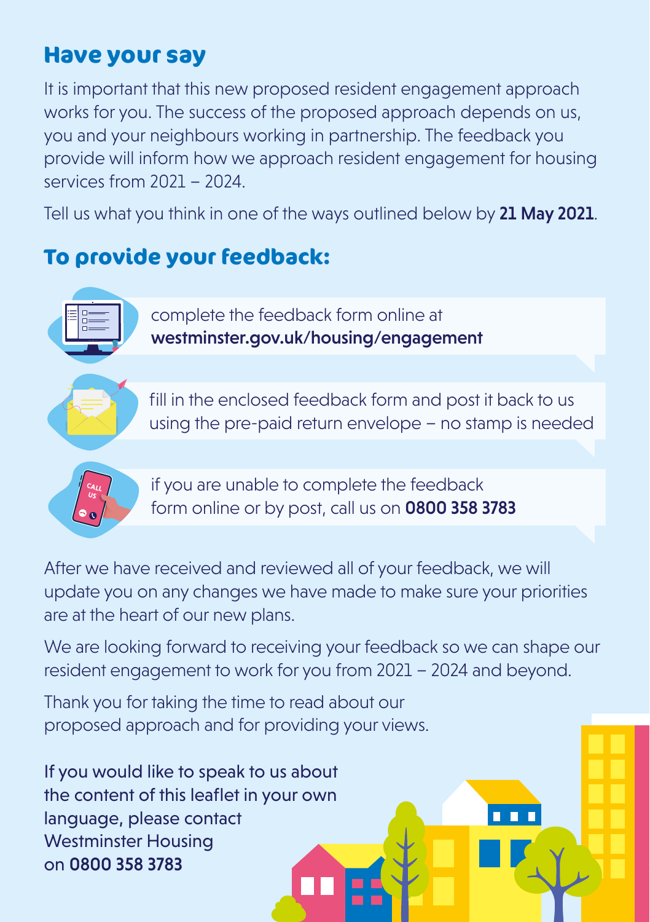## Have your say

It is important that this new proposed resident engagement approach works for you. The success of the proposed approach depends on us, you and your neighbours working in partnership. The feedback you provide will inform how we approach resident engagement for housing services from 2021 – 2024.

Tell us what you think in one of the ways outlined below by **21 May 2021**.

## To provide your feedback:

- complete the feedback form online at **westminster.gov.uk/housing/engagement**
- fill in the enclosed feedback form and post it back to us using the pre-paid return envelope – no stamp is needed
- if you are unable to complete the feedback form online or by post, call us on **0800 358 3783**

After we have received and reviewed all of your feedback, we will update you on any changes we have made to make sure your priorities are at the heart of our new plans.

We are looking forward to receiving your feedback so we can shape our resident engagement to work for you from 2021 – 2024 and beyond.

Thank you for taking the time to read about our proposed approach and for providing your views.

If you would like to speak to us about the content of this leaflet in your own language, please contact Westminster Housing on **0800 358 3783**